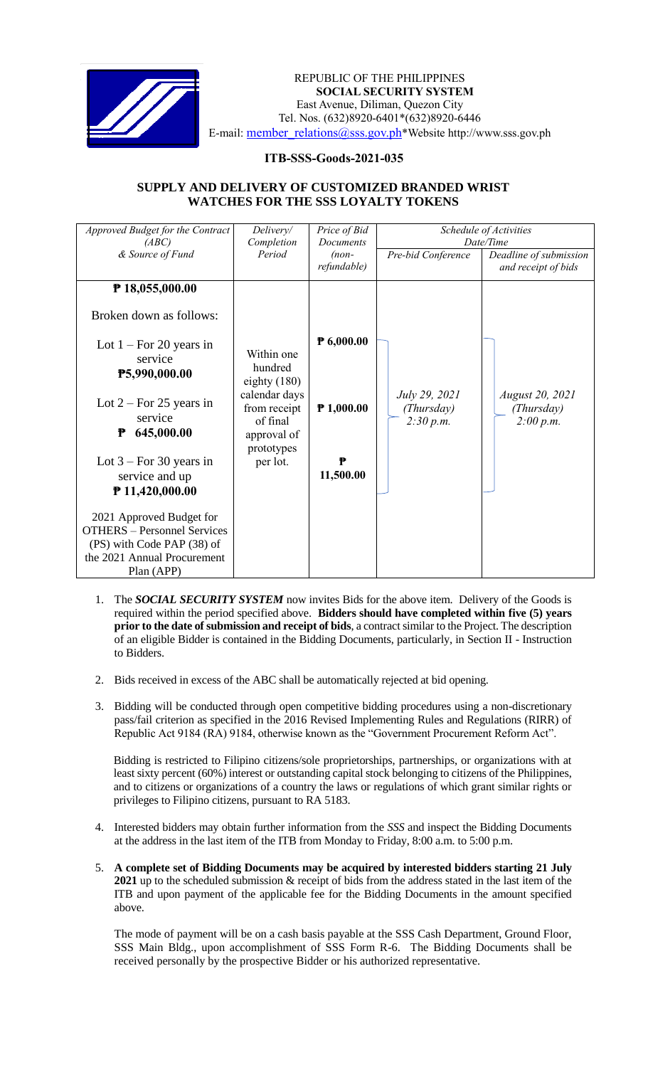REPUBLIC OF THE PHILIPPINES
**SOCIAL SECURITY SYSTEM**
East Avenue, Diliman, Quezon City
Tel. Nos. (632)8920-6401*(632)8920-6446
E-mail: member_relations@sss.gov.ph*Website http://www.sss.gov.ph

## ITB-SSS-Goods-2021-035

## SUPPLY AND DELIVERY OF CUSTOMIZED BRANDED WRIST WATCHES FOR THE SSS LOYALTY TOKENS

| *Approved Budget for the Contract (ABC) & Source of Fund* | *Delivery/ Completion Period* | *Price of Bid Documents (non-refundable)* | *Schedule of Activities Date/Time* | |
|---|---|---|---|---|
| | | | *Pre-bid Conference* | *Deadline of submission and receipt of bids* |
| **₱ 18,055,000.00**<br><br>Broken down as follows:<br><br>Lot 1 – For 20 years in service **₱5,990,000.00**<br><br>Lot 2 – For 25 years in service **₱ 645,000.00**<br><br>Lot 3 – For 30 years in service and up **₱ 11,420,000.00**<br><br>2021 Approved Budget for OTHERS – Personnel Services (PS) with Code PAP (38) of the 2021 Annual Procurement Plan (APP) | Within one hundred eighty (180) calendar days from receipt of final approval of prototypes per lot. | **₱ 6,000.00**<br><br>**₱ 1,000.00**<br><br>**₱ 11,500.00** | *July 29, 2021 (Thursday) 2:30 p.m.* | *August 20, 2021 (Thursday) 2:00 p.m.* |

1. The ***SOCIAL SECURITY SYSTEM*** now invites Bids for the above item. Delivery of the Goods is required within the period specified above. **Bidders should have completed within five (5) years prior to the date of submission and receipt of bids**, a contract similar to the Project. The description of an eligible Bidder is contained in the Bidding Documents, particularly, in Section II - Instruction to Bidders.

2. Bids received in excess of the ABC shall be automatically rejected at bid opening.

3. Bidding will be conducted through open competitive bidding procedures using a non-discretionary pass/fail criterion as specified in the 2016 Revised Implementing Rules and Regulations (RIRR) of Republic Act 9184 (RA) 9184, otherwise known as the "Government Procurement Reform Act".

   Bidding is restricted to Filipino citizens/sole proprietorships, partnerships, or organizations with at least sixty percent (60%) interest or outstanding capital stock belonging to citizens of the Philippines, and to citizens or organizations of a country the laws or regulations of which grant similar rights or privileges to Filipino citizens, pursuant to RA 5183.

4. Interested bidders may obtain further information from the *SSS* and inspect the Bidding Documents at the address in the last item of the ITB from Monday to Friday, 8:00 a.m. to 5:00 p.m.

5. **A complete set of Bidding Documents may be acquired by interested bidders starting 21 July 2021** up to the scheduled submission & receipt of bids from the address stated in the last item of the ITB and upon payment of the applicable fee for the Bidding Documents in the amount specified above.

   The mode of payment will be on a cash basis payable at the SSS Cash Department, Ground Floor, SSS Main Bldg., upon accomplishment of SSS Form R-6. The Bidding Documents shall be received personally by the prospective Bidder or his authorized representative.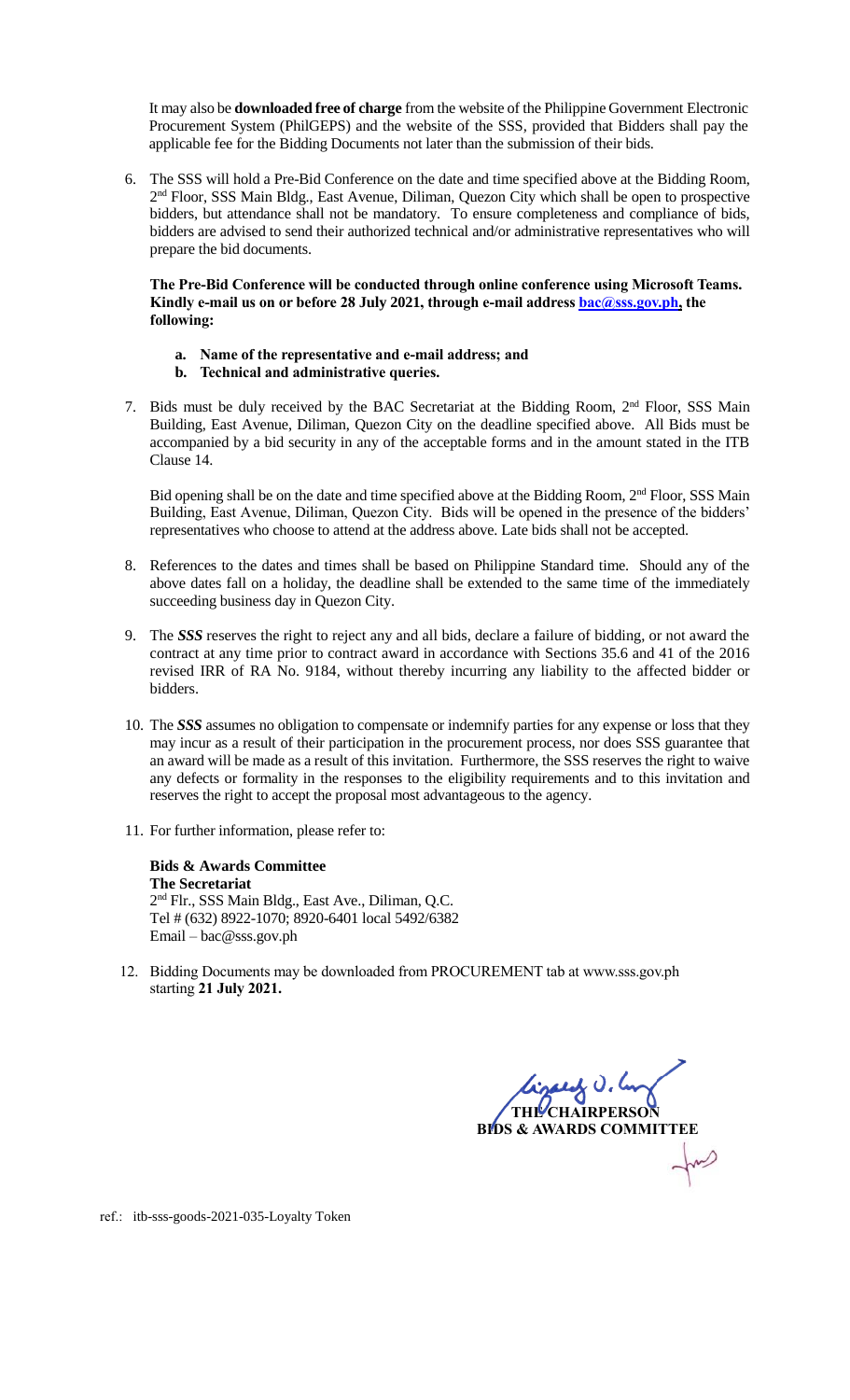It may also be **downloaded free of charge** from the website of the Philippine Government Electronic Procurement System (PhilGEPS) and the website of the SSS, provided that Bidders shall pay the applicable fee for the Bidding Documents not later than the submission of their bids.

6. The SSS will hold a Pre-Bid Conference on the date and time specified above at the Bidding Room, 2nd Floor, SSS Main Bldg., East Avenue, Diliman, Quezon City which shall be open to prospective bidders, but attendance shall not be mandatory. To ensure completeness and compliance of bids, bidders are advised to send their authorized technical and/or administrative representatives who will prepare the bid documents.

   **The Pre-Bid Conference will be conducted through online conference using Microsoft Teams. Kindly e-mail us on or before 28 July 2021, through e-mail address bac@sss.gov.ph, the following:**

   **a. Name of the representative and e-mail address; and**
   **b. Technical and administrative queries.**

7. Bids must be duly received by the BAC Secretariat at the Bidding Room, 2nd Floor, SSS Main Building, East Avenue, Diliman, Quezon City on the deadline specified above. All Bids must be accompanied by a bid security in any of the acceptable forms and in the amount stated in the ITB Clause 14.

   Bid opening shall be on the date and time specified above at the Bidding Room, 2nd Floor, SSS Main Building, East Avenue, Diliman, Quezon City. Bids will be opened in the presence of the bidders' representatives who choose to attend at the address above. Late bids shall not be accepted.

8. References to the dates and times shall be based on Philippine Standard time. Should any of the above dates fall on a holiday, the deadline shall be extended to the same time of the immediately succeeding business day in Quezon City.

9. The ***SSS*** reserves the right to reject any and all bids, declare a failure of bidding, or not award the contract at any time prior to contract award in accordance with Sections 35.6 and 41 of the 2016 revised IRR of RA No. 9184, without thereby incurring any liability to the affected bidder or bidders.

10. The ***SSS*** assumes no obligation to compensate or indemnify parties for any expense or loss that they may incur as a result of their participation in the procurement process, nor does SSS guarantee that an award will be made as a result of this invitation. Furthermore, the SSS reserves the right to waive any defects or formality in the responses to the eligibility requirements and to this invitation and reserves the right to accept the proposal most advantageous to the agency.

11. For further information, please refer to:

    **Bids & Awards Committee**
    **The Secretariat**
    2nd Flr., SSS Main Bldg., East Ave., Diliman, Q.C.
    Tel # (632) 8922-1070; 8920-6401 local 5492/6382
    Email – bac@sss.gov.ph

12. Bidding Documents may be downloaded from PROCUREMENT tab at www.sss.gov.ph starting **21 July 2021.**

**THE CHAIRPERSON**
**BIDS & AWARDS COMMITTEE**

ref.: itb-sss-goods-2021-035-Loyalty Token